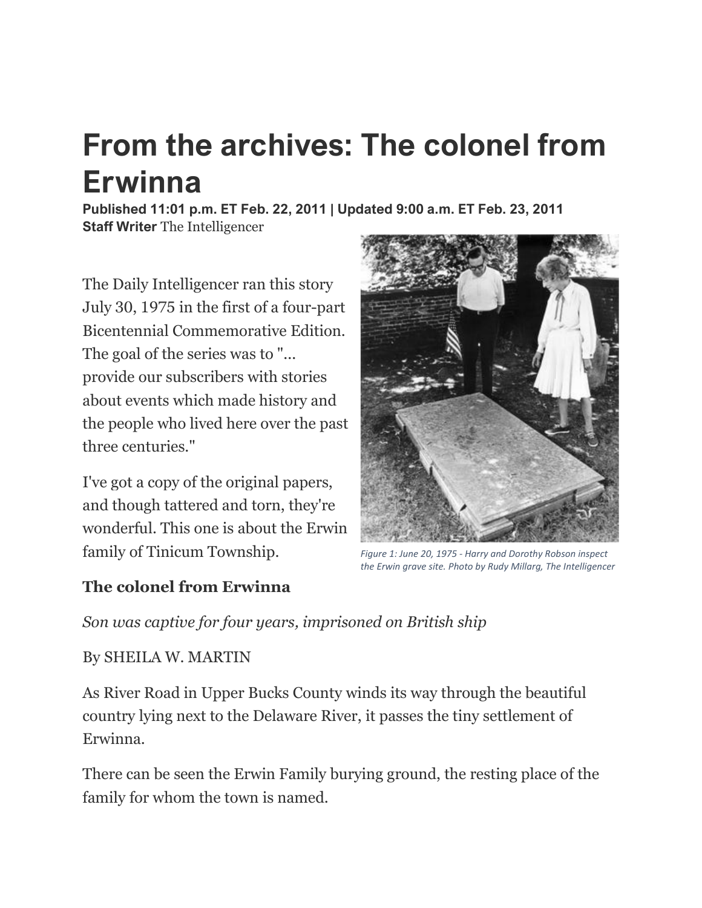# From the archives: The colonel from Erwinna

**Published 11:01 p.m. ET Feb. 22, 2011 | Updated 9:00 a.m. ET Feb. 23, 2011**
**Staff Writer** The Intelligencer

The Daily Intelligencer ran this story July 30, 1975 in the first of a four-part Bicentennial Commemorative Edition. The goal of the series was to "... provide our subscribers with stories about events which made history and the people who lived here over the past three centuries."

I've got a copy of the original papers, and though tattered and torn, they're wonderful. This one is about the Erwin family of Tinicum Township.

*Figure 1: June 20, 1975 - Harry and Dorothy Robson inspect the Erwin grave site. Photo by Rudy Millarg, The Intelligencer*

**The colonel from Erwinna**

*Son was captive for four years, imprisoned on British ship*

By SHEILA W. MARTIN

As River Road in Upper Bucks County winds its way through the beautiful country lying next to the Delaware River, it passes the tiny settlement of Erwinna.

There can be seen the Erwin Family burying ground, the resting place of the family for whom the town is named.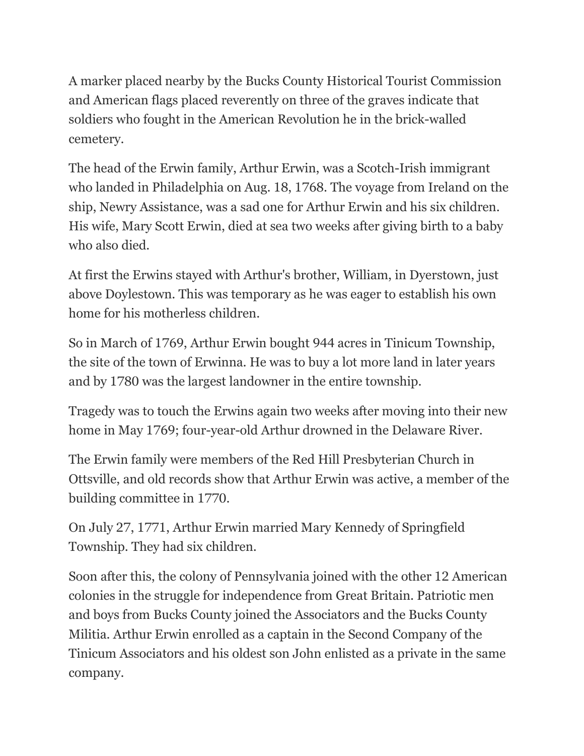A marker placed nearby by the Bucks County Historical Tourist Commission and American flags placed reverently on three of the graves indicate that soldiers who fought in the American Revolution he in the brick-walled cemetery.

The head of the Erwin family, Arthur Erwin, was a Scotch-Irish immigrant who landed in Philadelphia on Aug. 18, 1768. The voyage from Ireland on the ship, Newry Assistance, was a sad one for Arthur Erwin and his six children. His wife, Mary Scott Erwin, died at sea two weeks after giving birth to a baby who also died.

At first the Erwins stayed with Arthur's brother, William, in Dyerstown, just above Doylestown. This was temporary as he was eager to establish his own home for his motherless children.

So in March of 1769, Arthur Erwin bought 944 acres in Tinicum Township, the site of the town of Erwinna. He was to buy a lot more land in later years and by 1780 was the largest landowner in the entire township.

Tragedy was to touch the Erwins again two weeks after moving into their new home in May 1769; four-year-old Arthur drowned in the Delaware River.

The Erwin family were members of the Red Hill Presbyterian Church in Ottsville, and old records show that Arthur Erwin was active, a member of the building committee in 1770.

On July 27, 1771, Arthur Erwin married Mary Kennedy of Springfield Township. They had six children.

Soon after this, the colony of Pennsylvania joined with the other 12 American colonies in the struggle for independence from Great Britain. Patriotic men and boys from Bucks County joined the Associators and the Bucks County Militia. Arthur Erwin enrolled as a captain in the Second Company of the Tinicum Associators and his oldest son John enlisted as a private in the same company.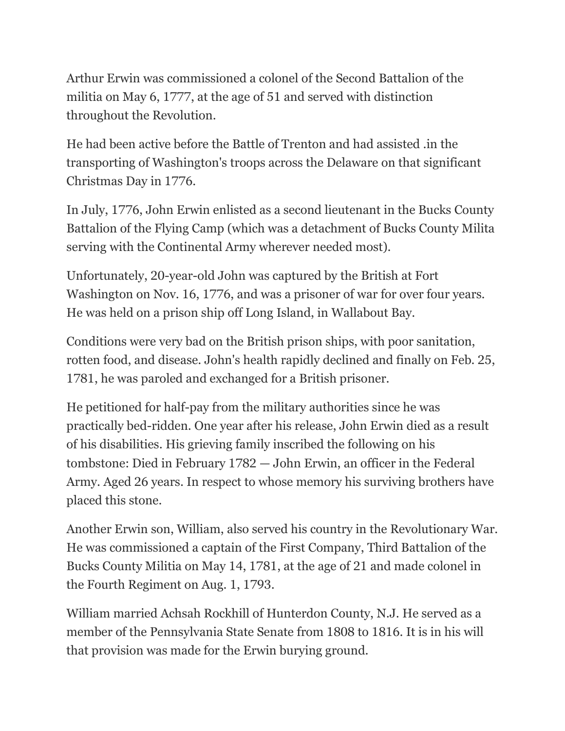Arthur Erwin was commissioned a colonel of the Second Battalion of the militia on May 6, 1777, at the age of 51 and served with distinction throughout the Revolution.

He had been active before the Battle of Trenton and had assisted .in the transporting of Washington's troops across the Delaware on that significant Christmas Day in 1776.

In July, 1776, John Erwin enlisted as a second lieutenant in the Bucks County Battalion of the Flying Camp (which was a detachment of Bucks County Milita serving with the Continental Army wherever needed most).

Unfortunately, 20-year-old John was captured by the British at Fort Washington on Nov. 16, 1776, and was a prisoner of war for over four years. He was held on a prison ship off Long Island, in Wallabout Bay.

Conditions were very bad on the British prison ships, with poor sanitation, rotten food, and disease. John's health rapidly declined and finally on Feb. 25, 1781, he was paroled and exchanged for a British prisoner.

He petitioned for half-pay from the military authorities since he was practically bed-ridden. One year after his release, John Erwin died as a result of his disabilities. His grieving family inscribed the following on his tombstone: Died in February 1782 — John Erwin, an officer in the Federal Army. Aged 26 years. In respect to whose memory his surviving brothers have placed this stone.

Another Erwin son, William, also served his country in the Revolutionary War. He was commissioned a captain of the First Company, Third Battalion of the Bucks County Militia on May 14, 1781, at the age of 21 and made colonel in the Fourth Regiment on Aug. 1, 1793.

William married Achsah Rockhill of Hunterdon County, N.J. He served as a member of the Pennsylvania State Senate from 1808 to 1816. It is in his will that provision was made for the Erwin burying ground.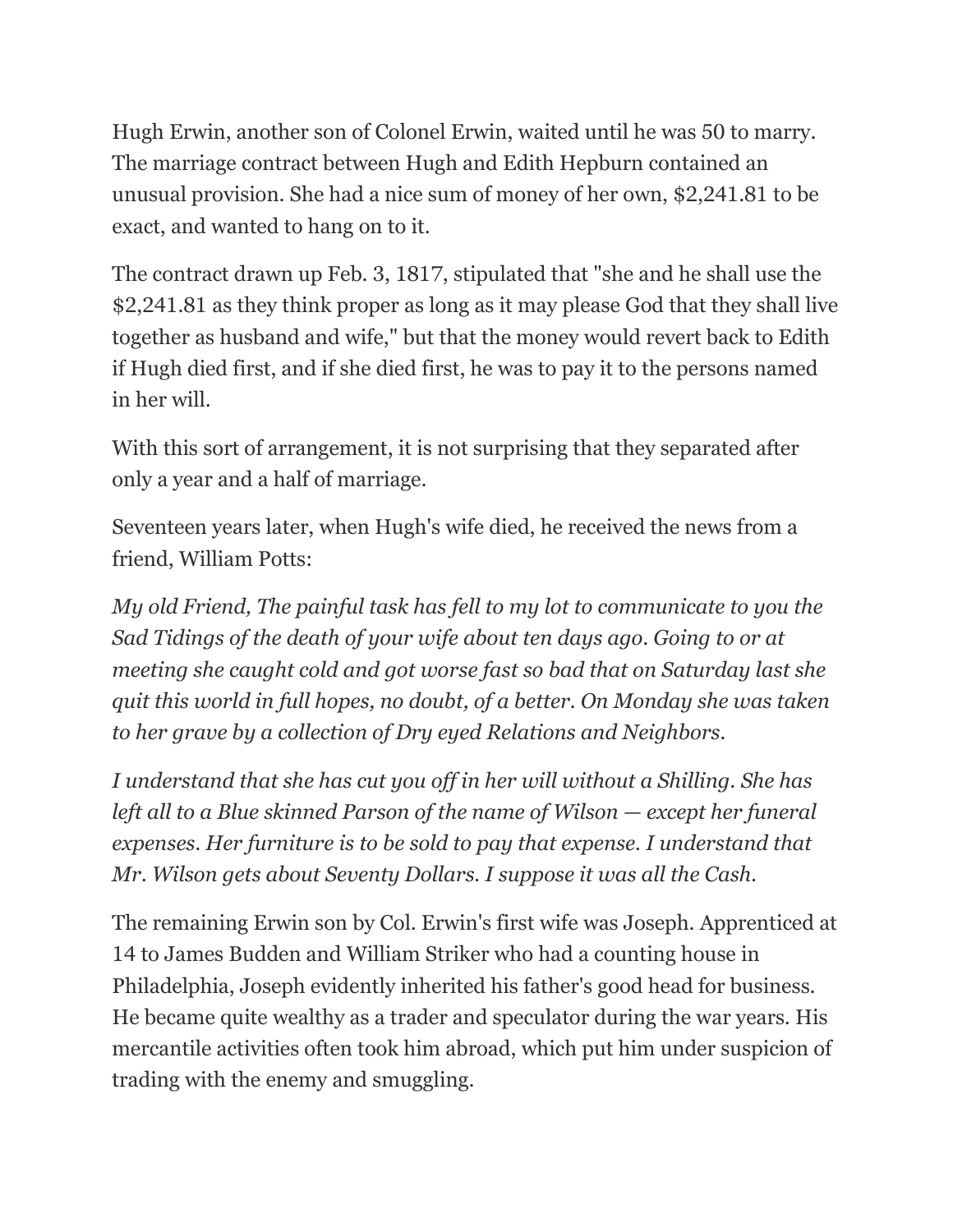Hugh Erwin, another son of Colonel Erwin, waited until he was 50 to marry. The marriage contract between Hugh and Edith Hepburn contained an unusual provision. She had a nice sum of money of her own, $2,241.81 to be exact, and wanted to hang on to it.

The contract drawn up Feb. 3, 1817, stipulated that "she and he shall use the $2,241.81 as they think proper as long as it may please God that they shall live together as husband and wife," but that the money would revert back to Edith if Hugh died first, and if she died first, he was to pay it to the persons named in her will.

With this sort of arrangement, it is not surprising that they separated after only a year and a half of marriage.

Seventeen years later, when Hugh's wife died, he received the news from a friend, William Potts:

*My old Friend, The painful task has fell to my lot to communicate to you the Sad Tidings of the death of your wife about ten days ago. Going to or at meeting she caught cold and got worse fast so bad that on Saturday last she quit this world in full hopes, no doubt, of a better. On Monday she was taken to her grave by a collection of Dry eyed Relations and Neighbors.*

*I understand that she has cut you off in her will without a Shilling. She has left all to a Blue skinned Parson of the name of Wilson — except her funeral expenses. Her furniture is to be sold to pay that expense. I understand that Mr. Wilson gets about Seventy Dollars. I suppose it was all the Cash.*

The remaining Erwin son by Col. Erwin's first wife was Joseph. Apprenticed at 14 to James Budden and William Striker who had a counting house in Philadelphia, Joseph evidently inherited his father's good head for business. He became quite wealthy as a trader and speculator during the war years. His mercantile activities often took him abroad, which put him under suspicion of trading with the enemy and smuggling.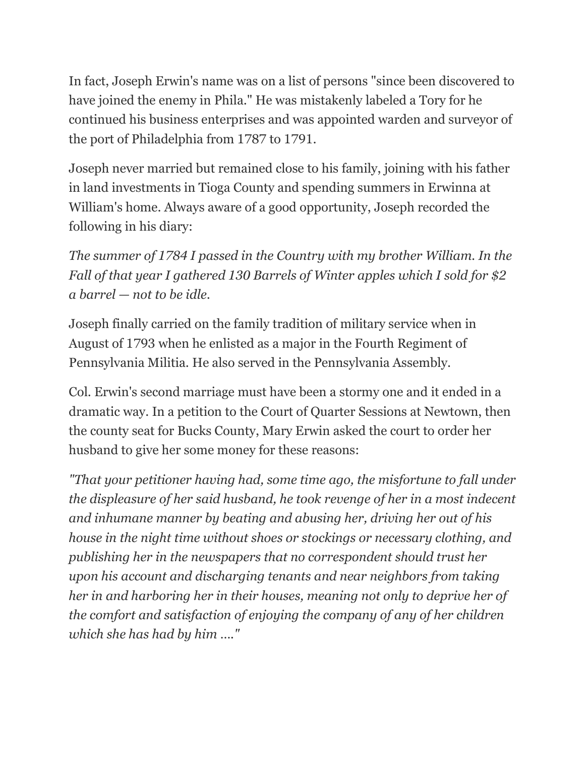In fact, Joseph Erwin's name was on a list of persons "since been discovered to have joined the enemy in Phila." He was mistakenly labeled a Tory for he continued his business enterprises and was appointed warden and surveyor of the port of Philadelphia from 1787 to 1791.

Joseph never married but remained close to his family, joining with his father in land investments in Tioga County and spending summers in Erwinna at William's home. Always aware of a good opportunity, Joseph recorded the following in his diary:

*The summer of 1784 I passed in the Country with my brother William. In the Fall of that year I gathered 130 Barrels of Winter apples which I sold for $2 a barrel — not to be idle.*

Joseph finally carried on the family tradition of military service when in August of 1793 when he enlisted as a major in the Fourth Regiment of Pennsylvania Militia. He also served in the Pennsylvania Assembly.

Col. Erwin's second marriage must have been a stormy one and it ended in a dramatic way. In a petition to the Court of Quarter Sessions at Newtown, then the county seat for Bucks County, Mary Erwin asked the court to order her husband to give her some money for these reasons:

*"That your petitioner having had, some time ago, the misfortune to fall under the displeasure of her said husband, he took revenge of her in a most indecent and inhumane manner by beating and abusing her, driving her out of his house in the night time without shoes or stockings or necessary clothing, and publishing her in the newspapers that no correspondent should trust her upon his account and discharging tenants and near neighbors from taking her in and harboring her in their houses, meaning not only to deprive her of the comfort and satisfaction of enjoying the company of any of her children which she has had by him ...."*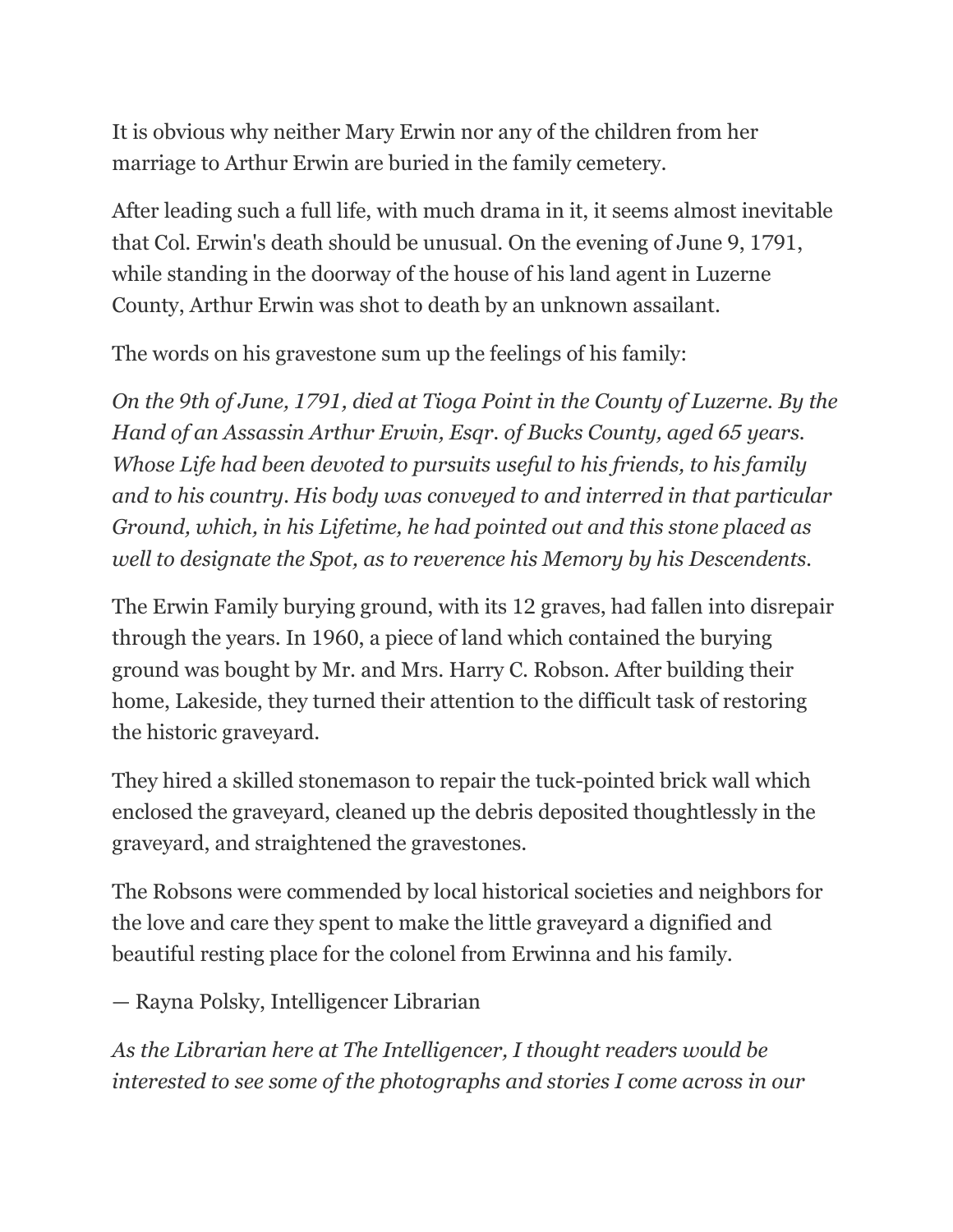It is obvious why neither Mary Erwin nor any of the children from her marriage to Arthur Erwin are buried in the family cemetery.

After leading such a full life, with much drama in it, it seems almost inevitable that Col. Erwin's death should be unusual. On the evening of June 9, 1791, while standing in the doorway of the house of his land agent in Luzerne County, Arthur Erwin was shot to death by an unknown assailant.

The words on his gravestone sum up the feelings of his family:

*On the 9th of June, 1791, died at Tioga Point in the County of Luzerne. By the Hand of an Assassin Arthur Erwin, Esqr. of Bucks County, aged 65 years. Whose Life had been devoted to pursuits useful to his friends, to his family and to his country. His body was conveyed to and interred in that particular Ground, which, in his Lifetime, he had pointed out and this stone placed as well to designate the Spot, as to reverence his Memory by his Descendents.*

The Erwin Family burying ground, with its 12 graves, had fallen into disrepair through the years. In 1960, a piece of land which contained the burying ground was bought by Mr. and Mrs. Harry C. Robson. After building their home, Lakeside, they turned their attention to the difficult task of restoring the historic graveyard.

They hired a skilled stonemason to repair the tuck-pointed brick wall which enclosed the graveyard, cleaned up the debris deposited thoughtlessly in the graveyard, and straightened the gravestones.

The Robsons were commended by local historical societies and neighbors for the love and care they spent to make the little graveyard a dignified and beautiful resting place for the colonel from Erwinna and his family.

— Rayna Polsky, Intelligencer Librarian

*As the Librarian here at The Intelligencer, I thought readers would be interested to see some of the photographs and stories I come across in our*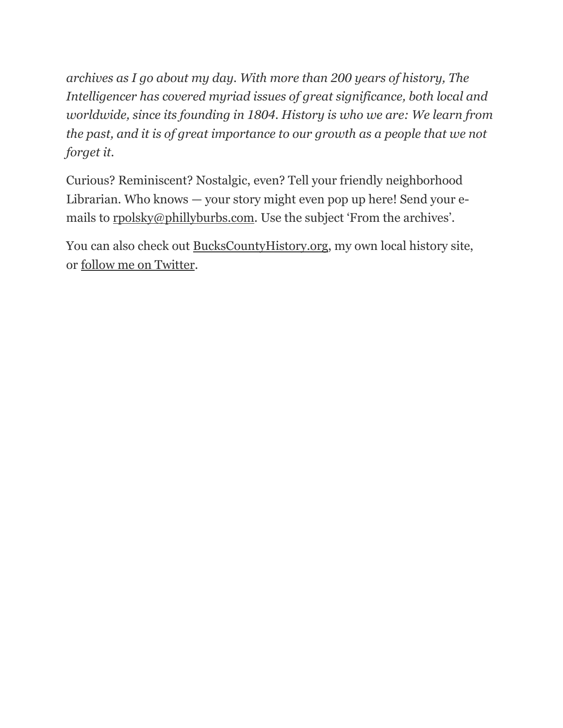*archives as I go about my day. With more than 200 years of history, The Intelligencer has covered myriad issues of great significance, both local and worldwide, since its founding in 1804. History is who we are: We learn from the past, and it is of great importance to our growth as a people that we not forget it.*

Curious? Reminiscent? Nostalgic, even? Tell your friendly neighborhood Librarian. Who knows — your story might even pop up here! Send your e-mails to rpolsky@phillyburbs.com. Use the subject 'From the archives'.

You can also check out BucksCountyHistory.org, my own local history site, or follow me on Twitter.